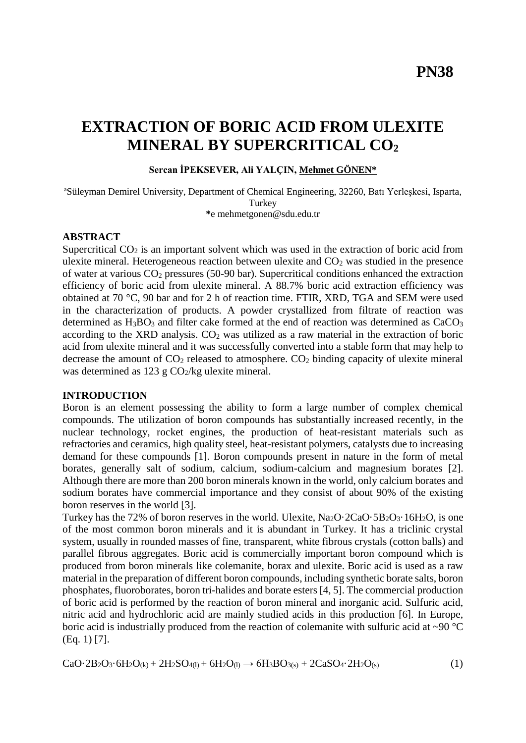**PN38**

# EXTRACTION OF BORIC ACID FROM ULEXITE MINERAL BY SUPERCRITICAL $CO_2$

**Sercan İPEKSEVER, Ali YALÇIN, Mehmet GÖNEN***

[a]Süleyman Demirel University, Department of Chemical Engineering, 32260, Batı Yerleşkesi, Isparta, Turkey

*e mehmetgonen@sdu.edu.tr

## ABSTRACT

Supercritical $CO_2$ is an important solvent which was used in the extraction of boric acid from ulexite mineral. Heterogeneous reaction between ulexite and $CO_2$ was studied in the presence of water at various $CO_2$ pressures (50-90 bar). Supercritical conditions enhanced the extraction efficiency of boric acid from ulexite mineral. A 88.7% boric acid extraction efficiency was obtained at 70 °C, 90 bar and for 2 h of reaction time. FTIR, XRD, TGA and SEM were used in the characterization of products. A powder crystallized from filtrate of reaction was determined as $H_3BO_3$ and filter cake formed at the end of reaction was determined as $CaCO_3$ according to the XRD analysis. $CO_2$ was utilized as a raw material in the extraction of boric acid from ulexite mineral and it was successfully converted into a stable form that may help to decrease the amount of $CO_2$ released to atmosphere. $CO_2$ binding capacity of ulexite mineral was determined as 123 g $CO_2$/kg ulexite mineral.

## INTRODUCTION

Boron is an element possessing the ability to form a large number of complex chemical compounds. The utilization of boron compounds has substantially increased recently, in the nuclear technology, rocket engines, the production of heat-resistant materials such as refractories and ceramics, high quality steel, heat-resistant polymers, catalysts due to increasing demand for these compounds [1]. Boron compounds present in nature in the form of metal borates, generally salt of sodium, calcium, sodium-calcium and magnesium borates [2]. Although there are more than 200 boron minerals known in the world, only calcium borates and sodium borates have commercial importance and they consist of about 90% of the existing boron reserves in the world [3].

Turkey has the 72% of boron reserves in the world. Ulexite, $Na_2O \cdot 2CaO \cdot 5B_2O_3 \cdot 16H_2O$, is one of the most common boron minerals and it is abundant in Turkey. It has a triclinic crystal system, usually in rounded masses of fine, transparent, white fibrous crystals (cotton balls) and parallel fibrous aggregates. Boric acid is commercially important boron compound which is produced from boron minerals like colemanite, borax and ulexite. Boric acid is used as a raw material in the preparation of different boron compounds, including synthetic borate salts, boron phosphates, fluoroborates, boron tri-halides and borate esters [4, 5]. The commercial production of boric acid is performed by the reaction of boron mineral and inorganic acid. Sulfuric acid, nitric acid and hydrochloric acid are mainly studied acids in this production [6]. In Europe, boric acid is industrially produced from the reaction of colemanite with sulfuric acid at ~90 °C (Eq. 1) [7].

$$CaO \cdot 2B_2O_3 \cdot 6H_2O_{(k)} + 2H_2SO_{4(l)} + 6H_2O_{(l)} \rightarrow 6H_3BO_{3(s)} + 2CaSO_4 \cdot 2H_2O_{(s)} \quad (1)$$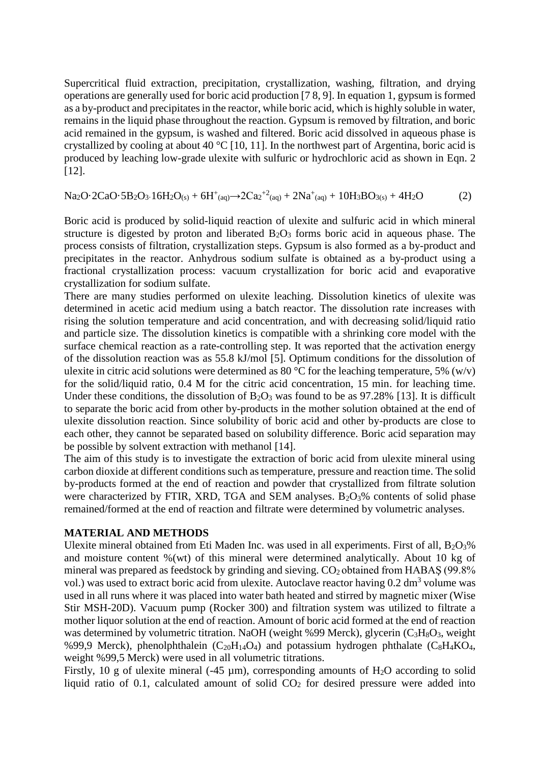Supercritical fluid extraction, precipitation, crystallization, washing, filtration, and drying operations are generally used for boric acid production [7 8, 9]. In equation 1, gypsum is formed as a by-product and precipitates in the reactor, while boric acid, which is highly soluble in water, remains in the liquid phase throughout the reaction. Gypsum is removed by filtration, and boric acid remained in the gypsum, is washed and filtered. Boric acid dissolved in aqueous phase is crystallized by cooling at about 40 °C [10, 11]. In the northwest part of Argentina, boric acid is produced by leaching low-grade ulexite with sulfuric or hydrochloric acid as shown in Eqn. 2 [12].

$$Na_2O{\cdot}2CaO{\cdot}5B_2O_3{\cdot}16H_2O_{(s)} + 6H^{+}_{(aq)} \rightarrow 2Ca_2{}^{+2}_{(aq)} + 2Na^{+}_{(aq)} + 10H_3BO_{3(s)} + 4H_2O \qquad (2)$$

Boric acid is produced by solid-liquid reaction of ulexite and sulfuric acid in which mineral structure is digested by proton and liberated $B_2O_3$ forms boric acid in aqueous phase. The process consists of filtration, crystallization steps. Gypsum is also formed as a by-product and precipitates in the reactor. Anhydrous sodium sulfate is obtained as a by-product using a fractional crystallization process: vacuum crystallization for boric acid and evaporative crystallization for sodium sulfate.

There are many studies performed on ulexite leaching. Dissolution kinetics of ulexite was determined in acetic acid medium using a batch reactor. The dissolution rate increases with rising the solution temperature and acid concentration, and with decreasing solid/liquid ratio and particle size. The dissolution kinetics is compatible with a shrinking core model with the surface chemical reaction as a rate-controlling step. It was reported that the activation energy of the dissolution reaction was as 55.8 kJ/mol [5]. Optimum conditions for the dissolution of ulexite in citric acid solutions were determined as 80 °C for the leaching temperature, 5% (w/v) for the solid/liquid ratio, 0.4 M for the citric acid concentration, 15 min. for leaching time. Under these conditions, the dissolution of $B_2O_3$ was found to be as 97.28% [13]. It is difficult to separate the boric acid from other by-products in the mother solution obtained at the end of ulexite dissolution reaction. Since solubility of boric acid and other by-products are close to each other, they cannot be separated based on solubility difference. Boric acid separation may be possible by solvent extraction with methanol [14].

The aim of this study is to investigate the extraction of boric acid from ulexite mineral using carbon dioxide at different conditions such as temperature, pressure and reaction time. The solid by-products formed at the end of reaction and powder that crystallized from filtrate solution were characterized by FTIR, XRD, TGA and SEM analyses. $B_2O_3$% contents of solid phase remained/formed at the end of reaction and filtrate were determined by volumetric analyses.

## MATERIAL AND METHODS

Ulexite mineral obtained from Eti Maden Inc. was used in all experiments. First of all, $B_2O_3$% and moisture content %(wt) of this mineral were determined analytically. About 10 kg of mineral was prepared as feedstock by grinding and sieving. $CO_2$ obtained from HABAŞ (99.8% vol.) was used to extract boric acid from ulexite. Autoclave reactor having 0.2 $dm^3$ volume was used in all runs where it was placed into water bath heated and stirred by magnetic mixer (Wise Stir MSH-20D). Vacuum pump (Rocker 300) and filtration system was utilized to filtrate a mother liquor solution at the end of reaction. Amount of boric acid formed at the end of reaction was determined by volumetric titration. NaOH (weight %99 Merck), glycerin ($C_3H_8O_3$, weight %99,9 Merck), phenolphthalein ($C_{20}H_{14}O_4$) and potassium hydrogen phthalate ($C_8H_4KO_4$, weight %99,5 Merck) were used in all volumetric titrations.

Firstly, 10 g of ulexite mineral (-45 µm), corresponding amounts of $H_2O$ according to solid liquid ratio of 0.1, calculated amount of solid $CO_2$ for desired pressure were added into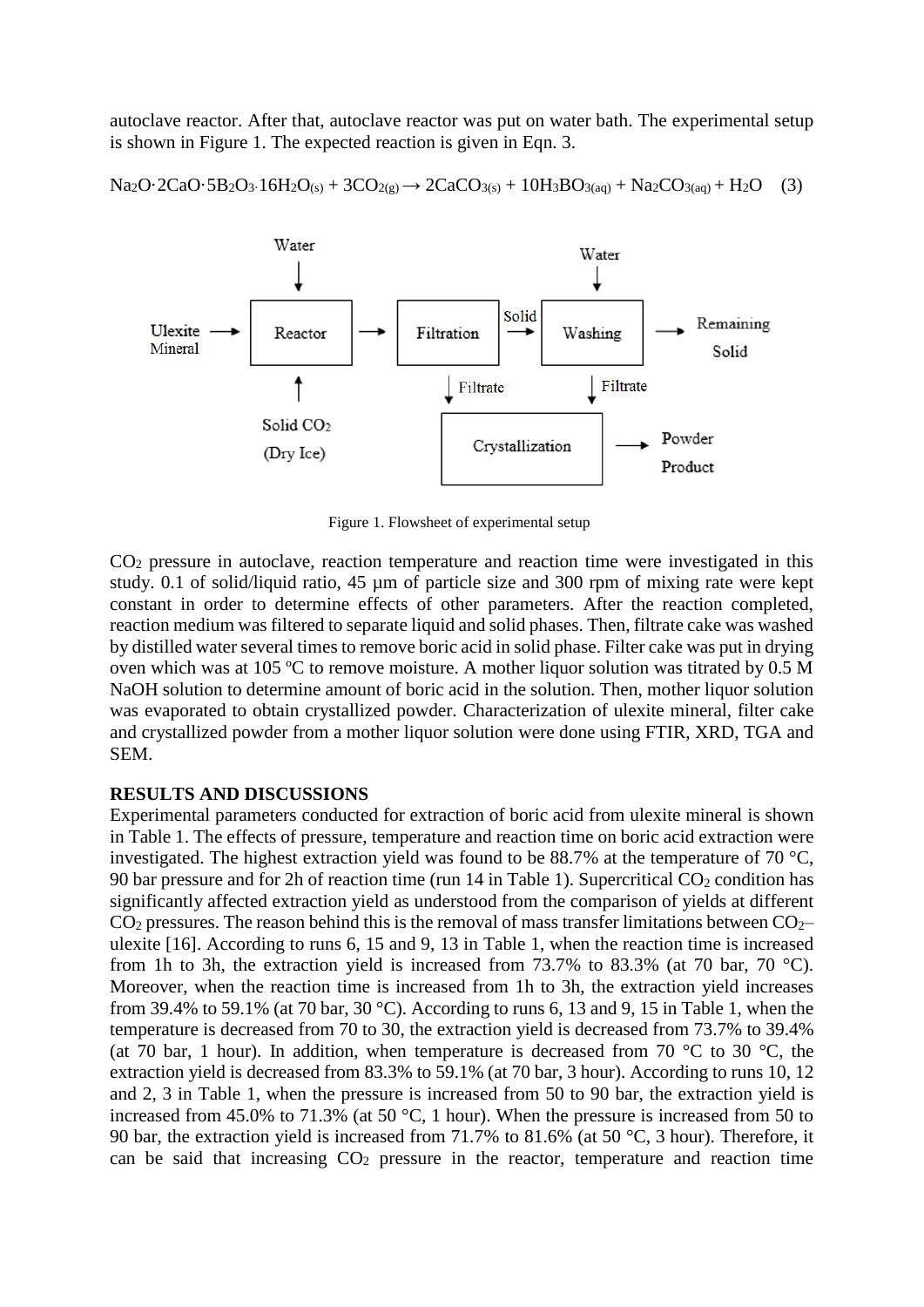autoclave reactor. After that, autoclave reactor was put on water bath. The experimental setup is shown in Figure 1. The expected reaction is given in Eqn. 3.

$$Na_2O{\cdot}2CaO{\cdot}5B_2O_3{\cdot}16H_2O_{(s)} + 3CO_{2(g)} \rightarrow 2CaCO_{3(s)} + 10H_3BO_{3(aq)} + Na_2CO_{3(aq)} + H_2O \quad (3)$$

Figure 1. Flowsheet of experimental setup

$CO_2$ pressure in autoclave, reaction temperature and reaction time were investigated in this study. 0.1 of solid/liquid ratio, 45 µm of particle size and 300 rpm of mixing rate were kept constant in order to determine effects of other parameters. After the reaction completed, reaction medium was filtered to separate liquid and solid phases. Then, filtrate cake was washed by distilled water several times to remove boric acid in solid phase. Filter cake was put in drying oven which was at 105 ºC to remove moisture. A mother liquor solution was titrated by 0.5 M NaOH solution to determine amount of boric acid in the solution. Then, mother liquor solution was evaporated to obtain crystallized powder. Characterization of ulexite mineral, filter cake and crystallized powder from a mother liquor solution were done using FTIR, XRD, TGA and SEM.

## RESULTS AND DISCUSSIONS

Experimental parameters conducted for extraction of boric acid from ulexite mineral is shown in Table 1. The effects of pressure, temperature and reaction time on boric acid extraction were investigated. The highest extraction yield was found to be 88.7% at the temperature of 70 °C, 90 bar pressure and for 2h of reaction time (run 14 in Table 1). Supercritical $CO_2$ condition has significantly affected extraction yield as understood from the comparison of yields at different $CO_2$ pressures. The reason behind this is the removal of mass transfer limitations between $CO_2$–ulexite [16]. According to runs 6, 15 and 9, 13 in Table 1, when the reaction time is increased from 1h to 3h, the extraction yield is increased from 73.7% to 83.3% (at 70 bar, 70 °C). Moreover, when the reaction time is increased from 1h to 3h, the extraction yield increases from 39.4% to 59.1% (at 70 bar, 30 °C). According to runs 6, 13 and 9, 15 in Table 1, when the temperature is decreased from 70 to 30, the extraction yield is decreased from 73.7% to 39.4% (at 70 bar, 1 hour). In addition, when temperature is decreased from 70 °C to 30 °C, the extraction yield is decreased from 83.3% to 59.1% (at 70 bar, 3 hour). According to runs 10, 12 and 2, 3 in Table 1, when the pressure is increased from 50 to 90 bar, the extraction yield is increased from 45.0% to 71.3% (at 50 °C, 1 hour). When the pressure is increased from 50 to 90 bar, the extraction yield is increased from 71.7% to 81.6% (at 50 °C, 3 hour). Therefore, it can be said that increasing $CO_2$ pressure in the reactor, temperature and reaction time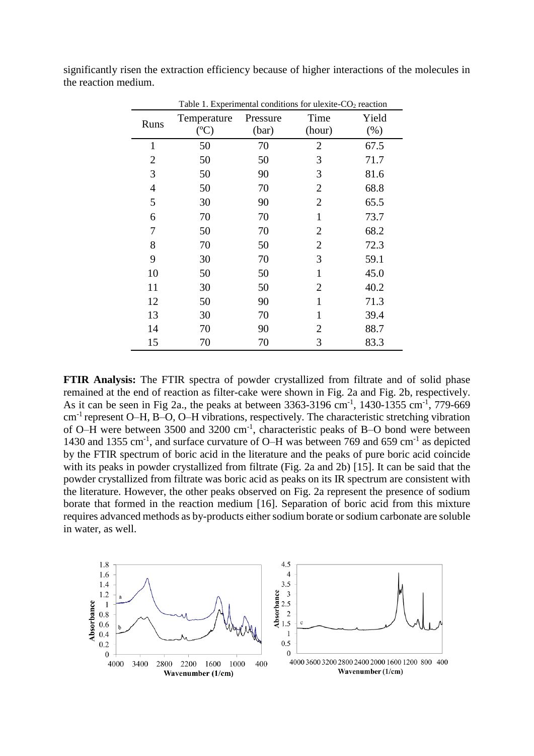significantly risen the extraction efficiency because of higher interactions of the molecules in the reaction medium.

Table 1. Experimental conditions for ulexite-$CO_2$ reaction

| Runs | Temperature (ºC) | Pressure (bar) | Time (hour) | Yield (%) |
|---|---|---|---|---|
| 1 | 50 | 70 | 2 | 67.5 |
| 2 | 50 | 50 | 3 | 71.7 |
| 3 | 50 | 90 | 3 | 81.6 |
| 4 | 50 | 70 | 2 | 68.8 |
| 5 | 30 | 90 | 2 | 65.5 |
| 6 | 70 | 70 | 1 | 73.7 |
| 7 | 50 | 70 | 2 | 68.2 |
| 8 | 70 | 50 | 2 | 72.3 |
| 9 | 30 | 70 | 3 | 59.1 |
| 10 | 50 | 50 | 1 | 45.0 |
| 11 | 30 | 50 | 2 | 40.2 |
| 12 | 50 | 90 | 1 | 71.3 |
| 13 | 30 | 70 | 1 | 39.4 |
| 14 | 70 | 90 | 2 | 88.7 |
| 15 | 70 | 70 | 3 | 83.3 |

**FTIR Analysis:** The FTIR spectra of powder crystallized from filtrate and of solid phase remained at the end of reaction as filter-cake were shown in Fig. 2a and Fig. 2b, respectively. As it can be seen in Fig 2a., the peaks at between 3363-3196 $cm^{-1}$, 1430-1355 $cm^{-1}$, 779-669 $cm^{-1}$ represent O–H, B–O, O–H vibrations, respectively. The characteristic stretching vibration of O–H were between 3500 and 3200 $cm^{-1}$, characteristic peaks of B–O bond were between 1430 and 1355 $cm^{-1}$, and surface curvature of O–H was between 769 and 659 $cm^{-1}$ as depicted by the FTIR spectrum of boric acid in the literature and the peaks of pure boric acid coincide with its peaks in powder crystallized from filtrate (Fig. 2a and 2b) [15]. It can be said that the powder crystallized from filtrate was boric acid as peaks on its IR spectrum are consistent with the literature. However, the other peaks observed on Fig. 2a represent the presence of sodium borate that formed in the reaction medium [16]. Separation of boric acid from this mixture requires advanced methods as by-products either sodium borate or sodium carbonate are soluble in water, as well.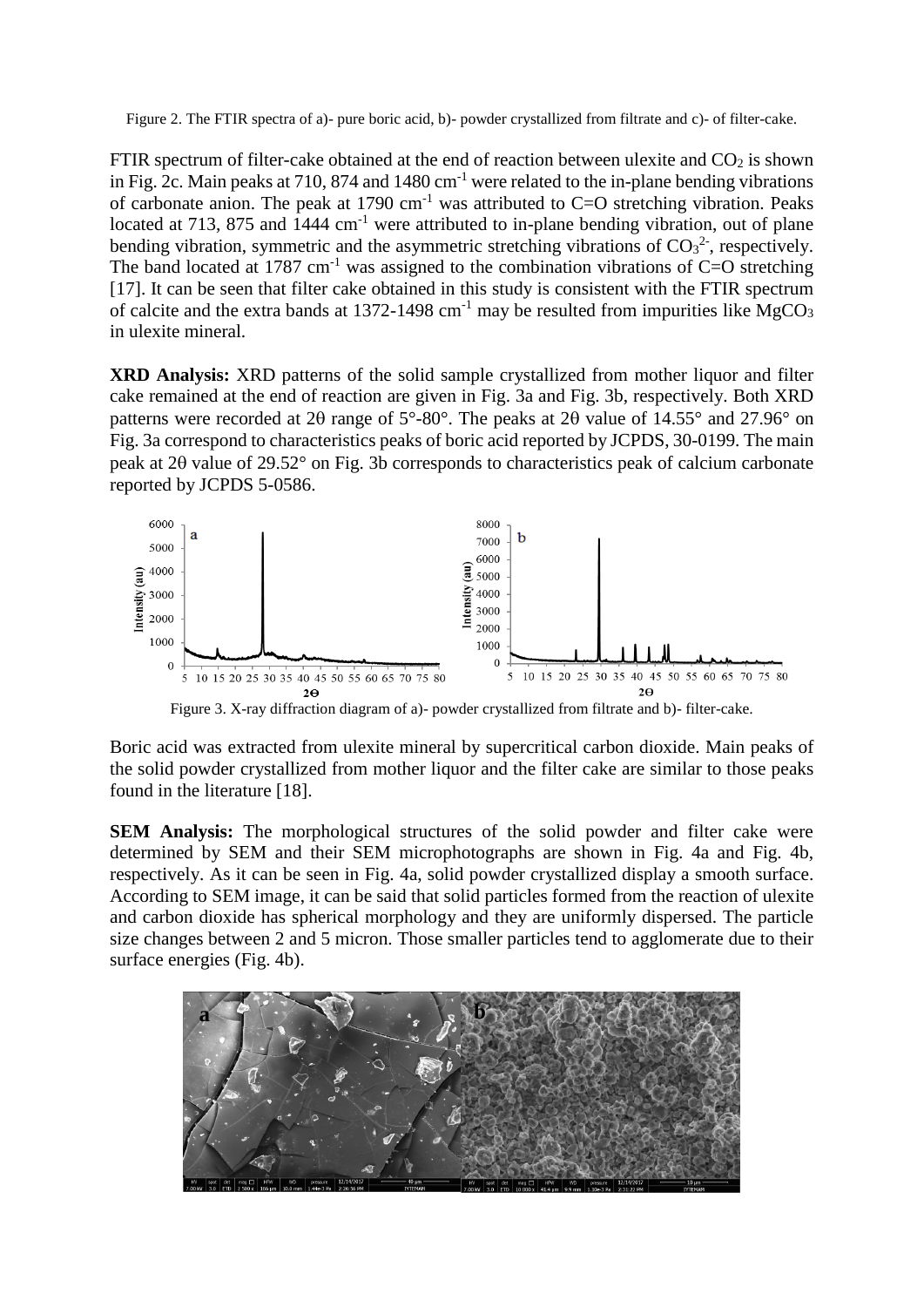Figure 2. The FTIR spectra of a)- pure boric acid, b)- powder crystallized from filtrate and c)- of filter-cake.

FTIR spectrum of filter-cake obtained at the end of reaction between ulexite and $CO_2$ is shown in Fig. 2c. Main peaks at 710, 874 and 1480 $cm^{-1}$ were related to the in-plane bending vibrations of carbonate anion. The peak at 1790 $cm^{-1}$ was attributed to C=O stretching vibration. Peaks located at 713, 875 and 1444 $cm^{-1}$ were attributed to in-plane bending vibration, out of plane bending vibration, symmetric and the asymmetric stretching vibrations of $CO_3^{2-}$, respectively. The band located at 1787 $cm^{-1}$ was assigned to the combination vibrations of C=O stretching [17]. It can be seen that filter cake obtained in this study is consistent with the FTIR spectrum of calcite and the extra bands at 1372-1498 $cm^{-1}$ may be resulted from impurities like $MgCO_3$ in ulexite mineral.

**XRD Analysis:** XRD patterns of the solid sample crystallized from mother liquor and filter cake remained at the end of reaction are given in Fig. 3a and Fig. 3b, respectively. Both XRD patterns were recorded at 2θ range of 5°-80°. The peaks at 2θ value of 14.55° and 27.96° on Fig. 3a correspond to characteristics peaks of boric acid reported by JCPDS, 30-0199. The main peak at 2θ value of 29.52° on Fig. 3b corresponds to characteristics peak of calcium carbonate reported by JCPDS 5-0586.

Figure 3. X-ray diffraction diagram of a)- powder crystallized from filtrate and b)- filter-cake.

Boric acid was extracted from ulexite mineral by supercritical carbon dioxide. Main peaks of the solid powder crystallized from mother liquor and the filter cake are similar to those peaks found in the literature [18].

**SEM Analysis:** The morphological structures of the solid powder and filter cake were determined by SEM and their SEM microphotographs are shown in Fig. 4a and Fig. 4b, respectively. As it can be seen in Fig. 4a, solid powder crystallized display a smooth surface. According to SEM image, it can be said that solid particles formed from the reaction of ulexite and carbon dioxide has spherical morphology and they are uniformly dispersed. The particle size changes between 2 and 5 micron. Those smaller particles tend to agglomerate due to their surface energies (Fig. 4b).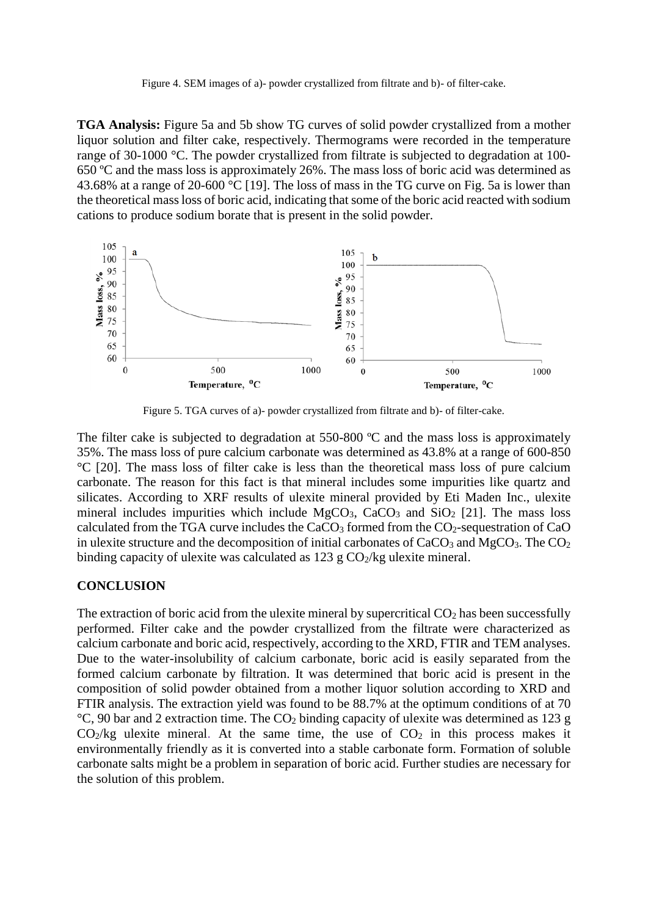Figure 4. SEM images of a)- powder crystallized from filtrate and b)- of filter-cake.

**TGA Analysis:** Figure 5a and 5b show TG curves of solid powder crystallized from a mother liquor solution and filter cake, respectively. Thermograms were recorded in the temperature range of 30-1000 °C. The powder crystallized from filtrate is subjected to degradation at 100-650 ºC and the mass loss is approximately 26%. The mass loss of boric acid was determined as 43.68% at a range of 20-600 °C [19]. The loss of mass in the TG curve on Fig. 5a is lower than the theoretical mass loss of boric acid, indicating that some of the boric acid reacted with sodium cations to produce sodium borate that is present in the solid powder.

Figure 5. TGA curves of a)- powder crystallized from filtrate and b)- of filter-cake.

The filter cake is subjected to degradation at 550-800 ºC and the mass loss is approximately 35%. The mass loss of pure calcium carbonate was determined as 43.8% at a range of 600-850 °C [20]. The mass loss of filter cake is less than the theoretical mass loss of pure calcium carbonate. The reason for this fact is that mineral includes some impurities like quartz and silicates. According to XRF results of ulexite mineral provided by Eti Maden Inc., ulexite mineral includes impurities which include $MgCO_3$, $CaCO_3$ and $SiO_2$ [21]. The mass loss calculated from the TGA curve includes the $CaCO_3$ formed from the $CO_2$-sequestration of CaO in ulexite structure and the decomposition of initial carbonates of $CaCO_3$ and $MgCO_3$. The $CO_2$ binding capacity of ulexite was calculated as 123 g $CO_2$/kg ulexite mineral.

## CONCLUSION

The extraction of boric acid from the ulexite mineral by supercritical $CO_2$ has been successfully performed. Filter cake and the powder crystallized from the filtrate were characterized as calcium carbonate and boric acid, respectively, according to the XRD, FTIR and TEM analyses. Due to the water-insolubility of calcium carbonate, boric acid is easily separated from the formed calcium carbonate by filtration. It was determined that boric acid is present in the composition of solid powder obtained from a mother liquor solution according to XRD and FTIR analysis. The extraction yield was found to be 88.7% at the optimum conditions of at 70 °C, 90 bar and 2 extraction time. The $CO_2$ binding capacity of ulexite was determined as 123 g $CO_2$/kg ulexite mineral. At the same time, the use of $CO_2$ in this process makes it environmentally friendly as it is converted into a stable carbonate form. Formation of soluble carbonate salts might be a problem in separation of boric acid. Further studies are necessary for the solution of this problem.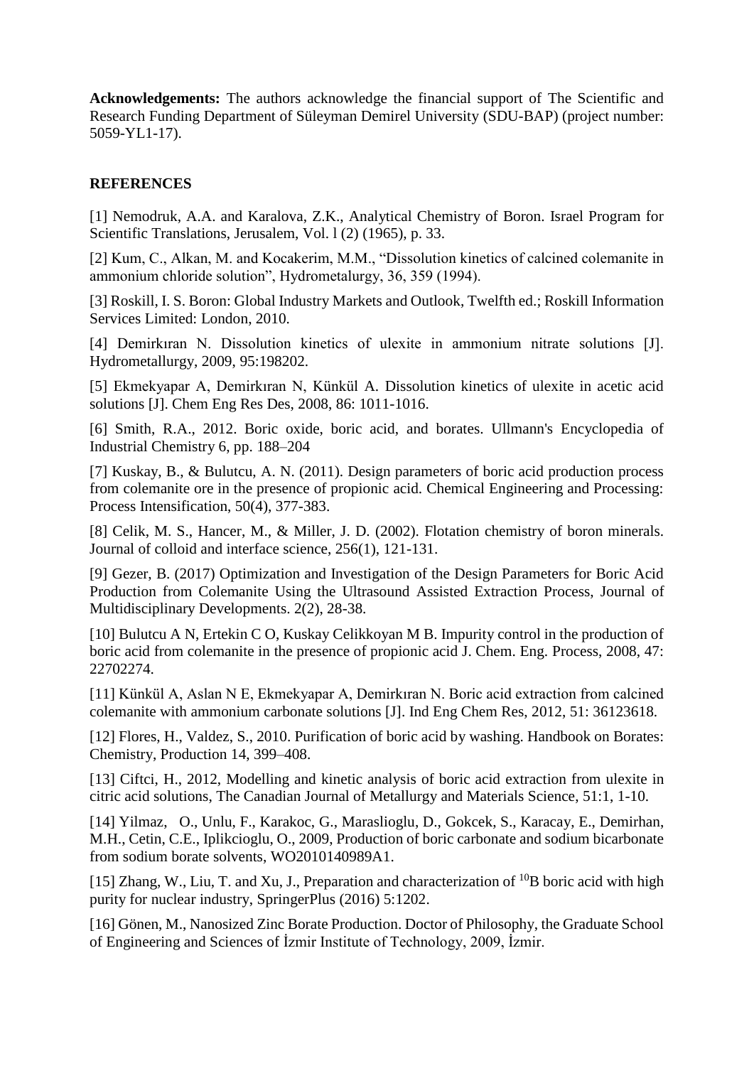**Acknowledgements:** The authors acknowledge the financial support of The Scientific and Research Funding Department of Süleyman Demirel University (SDU-BAP) (project number: 5059-YL1-17).

## REFERENCES

[1] Nemodruk, A.A. and Karalova, Z.K., Analytical Chemistry of Boron. Israel Program for Scientific Translations, Jerusalem, Vol. l (2) (1965), p. 33.

[2] Kum, C., Alkan, M. and Kocakerim, M.M., "Dissolution kinetics of calcined colemanite in ammonium chloride solution", Hydrometalurgy, 36, 359 (1994).

[3] Roskill, I. S. Boron: Global Industry Markets and Outlook, Twelfth ed.; Roskill Information Services Limited: London, 2010.

[4] Demirkıran N. Dissolution kinetics of ulexite in ammonium nitrate solutions [J]. Hydrometallurgy, 2009, 95:198202.

[5] Ekmekyapar A, Demirkıran N, Künkül A. Dissolution kinetics of ulexite in acetic acid solutions [J]. Chem Eng Res Des, 2008, 86: 1011-1016.

[6] Smith, R.A., 2012. Boric oxide, boric acid, and borates. Ullmann's Encyclopedia of Industrial Chemistry 6, pp. 188–204

[7] Kuskay, B., & Bulutcu, A. N. (2011). Design parameters of boric acid production process from colemanite ore in the presence of propionic acid. Chemical Engineering and Processing: Process Intensification, 50(4), 377-383.

[8] Celik, M. S., Hancer, M., & Miller, J. D. (2002). Flotation chemistry of boron minerals. Journal of colloid and interface science, 256(1), 121-131.

[9] Gezer, B. (2017) Optimization and Investigation of the Design Parameters for Boric Acid Production from Colemanite Using the Ultrasound Assisted Extraction Process, Journal of Multidisciplinary Developments. 2(2), 28-38.

[10] Bulutcu A N, Ertekin C O, Kuskay Celikkoyan M B. Impurity control in the production of boric acid from colemanite in the presence of propionic acid J. Chem. Eng. Process, 2008, 47: 22702274.

[11] Künkül A, Aslan N E, Ekmekyapar A, Demirkıran N. Boric acid extraction from calcined colemanite with ammonium carbonate solutions [J]. Ind Eng Chem Res, 2012, 51: 36123618.

[12] Flores, H., Valdez, S., 2010. Purification of boric acid by washing. Handbook on Borates: Chemistry, Production 14, 399–408.

[13] Ciftci, H., 2012, Modelling and kinetic analysis of boric acid extraction from ulexite in citric acid solutions, The Canadian Journal of Metallurgy and Materials Science, 51:1, 1-10.

[14] Yilmaz, O., Unlu, F., Karakoc, G., Maraslioglu, D., Gokcek, S., Karacay, E., Demirhan, M.H., Cetin, C.E., Iplikcioglu, O., 2009, Production of boric carbonate and sodium bicarbonate from sodium borate solvents, WO2010140989A1.

[15] Zhang, W., Liu, T. and Xu, J., Preparation and characterization of $^{10}B$ boric acid with high purity for nuclear industry, SpringerPlus (2016) 5:1202.

[16] Gönen, M., Nanosized Zinc Borate Production. Doctor of Philosophy, the Graduate School of Engineering and Sciences of İzmir Institute of Technology, 2009, İzmir.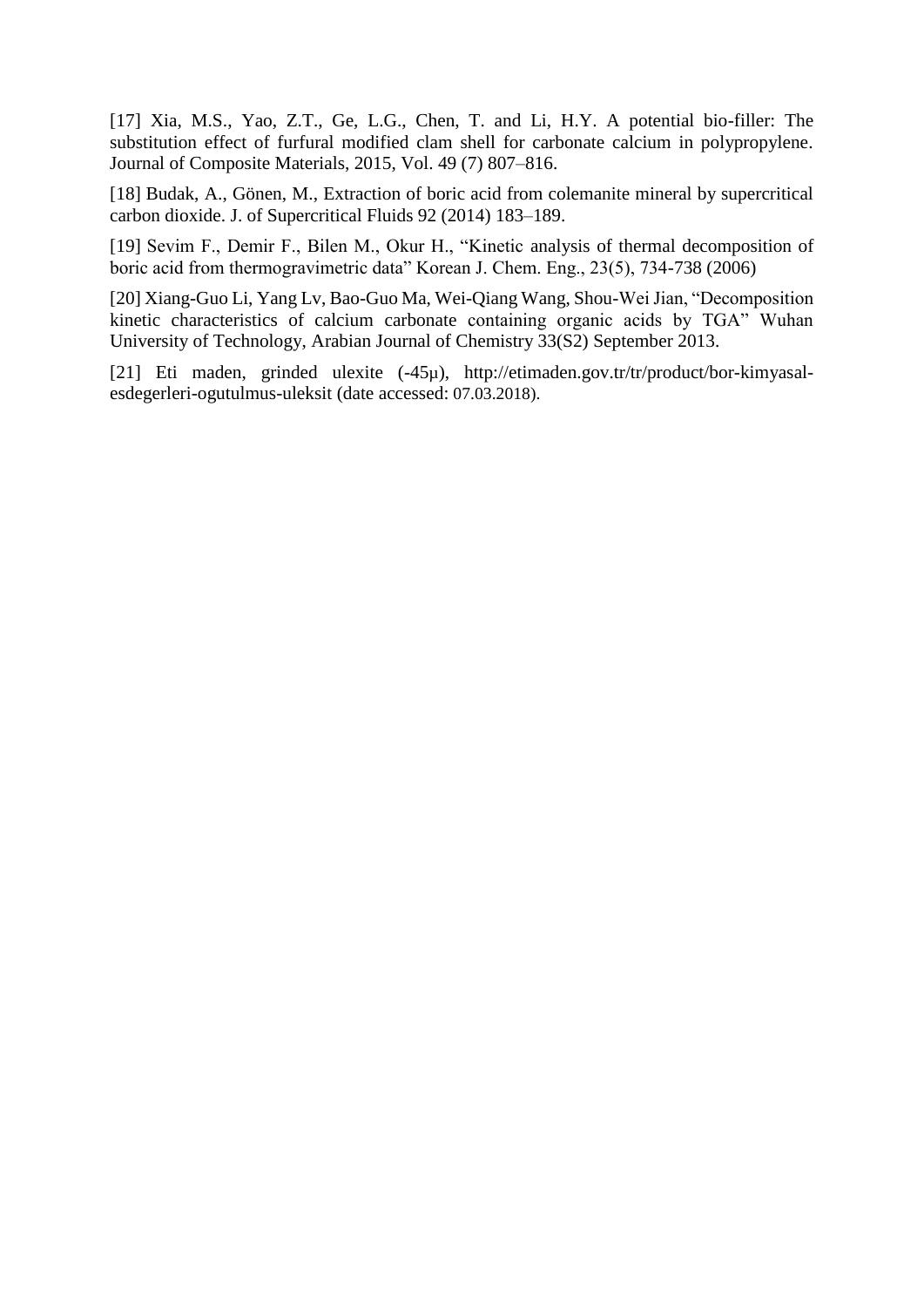[17] Xia, M.S., Yao, Z.T., Ge, L.G., Chen, T. and Li, H.Y. A potential bio-filler: The substitution effect of furfural modified clam shell for carbonate calcium in polypropylene. Journal of Composite Materials, 2015, Vol. 49 (7) 807–816.

[18] Budak, A., Gönen, M., Extraction of boric acid from colemanite mineral by supercritical carbon dioxide. J. of Supercritical Fluids 92 (2014) 183–189.

[19] Sevim F., Demir F., Bilen M., Okur H., "Kinetic analysis of thermal decomposition of boric acid from thermogravimetric data" Korean J. Chem. Eng., 23(5), 734-738 (2006)

[20] Xiang-Guo Li, Yang Lv, Bao-Guo Ma, Wei-Qiang Wang, Shou-Wei Jian, "Decomposition kinetic characteristics of calcium carbonate containing organic acids by TGA" Wuhan University of Technology, Arabian Journal of Chemistry 33(S2) September 2013.

[21] Eti maden, grinded ulexite (-45µ), http://etimaden.gov.tr/tr/product/bor-kimyasal-esdegerleri-ogutulmus-uleksit (date accessed: 07.03.2018).